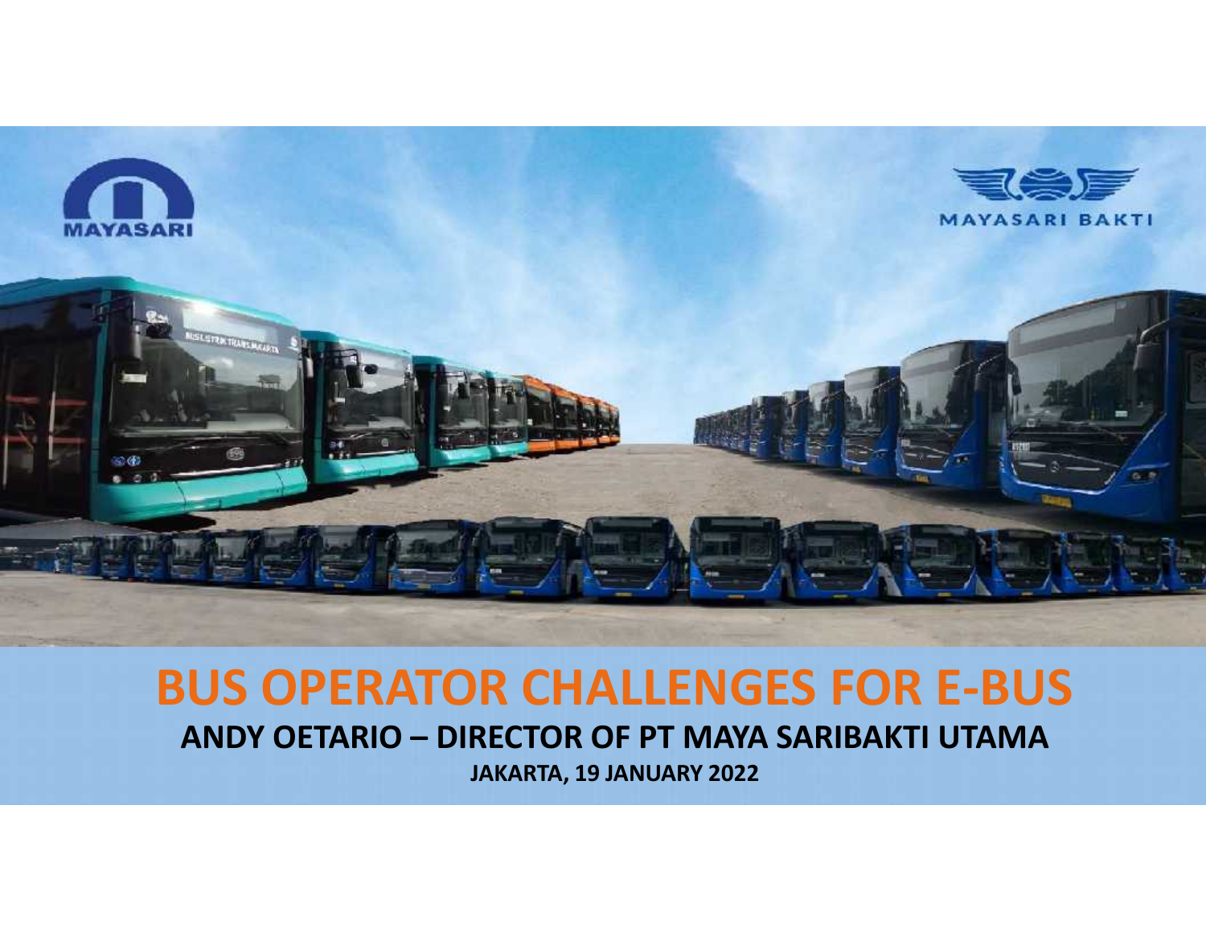MAYASARI

MAYASARI BAKTI

# BUS OPERATOR CHALLENGES FOR E-BUS

**ANDY OETARIO – DIRECTOR OF PT MAYA SARIBAKTI UTAMA**

**JAKARTA, 19 JANUARY 2022**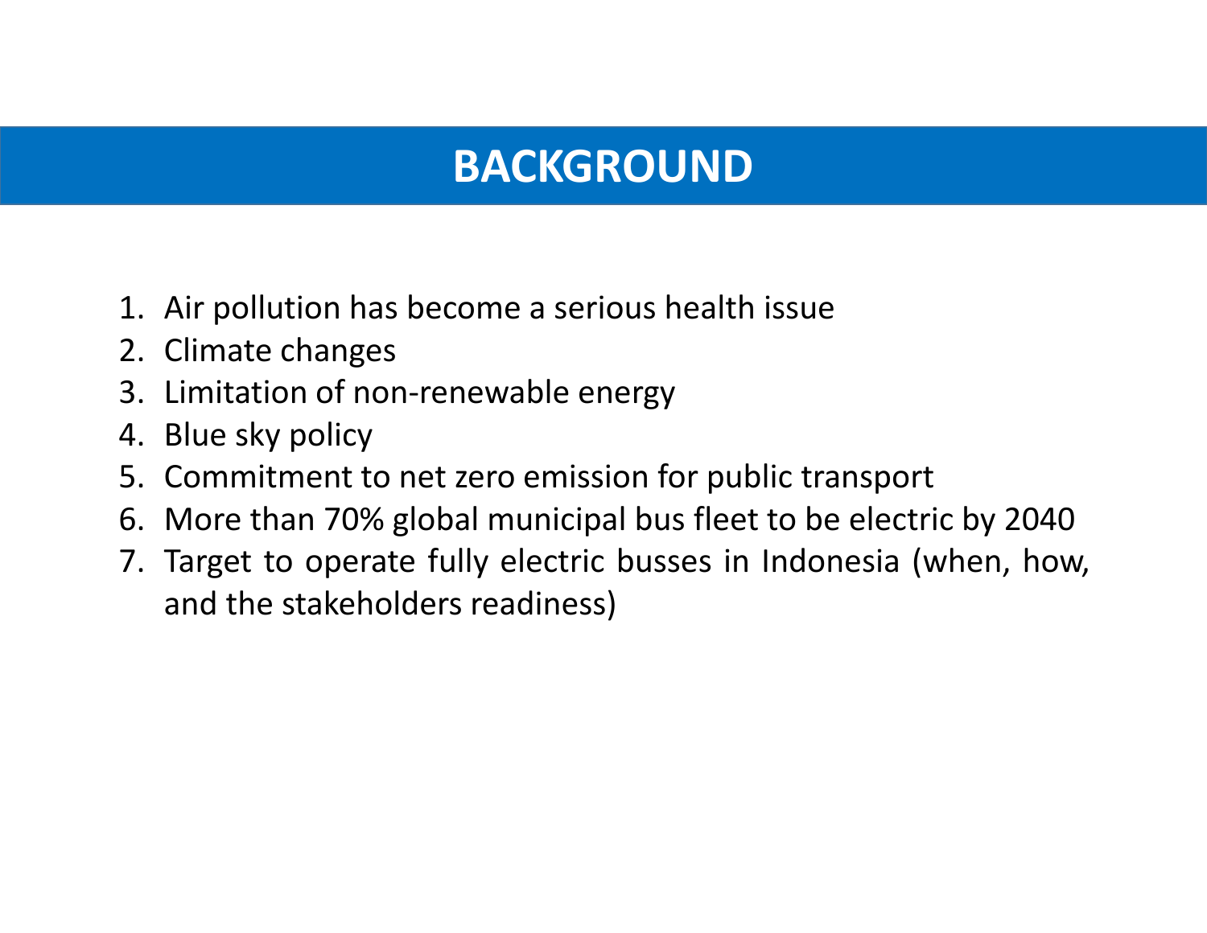# BACKGROUND

1. Air pollution has become a serious health issue
2. Climate changes
3. Limitation of non-renewable energy
4. Blue sky policy
5. Commitment to net zero emission for public transport
6. More than 70% global municipal bus fleet to be electric by 2040
7. Target to operate fully electric busses in Indonesia (when, how, and the stakeholders readiness)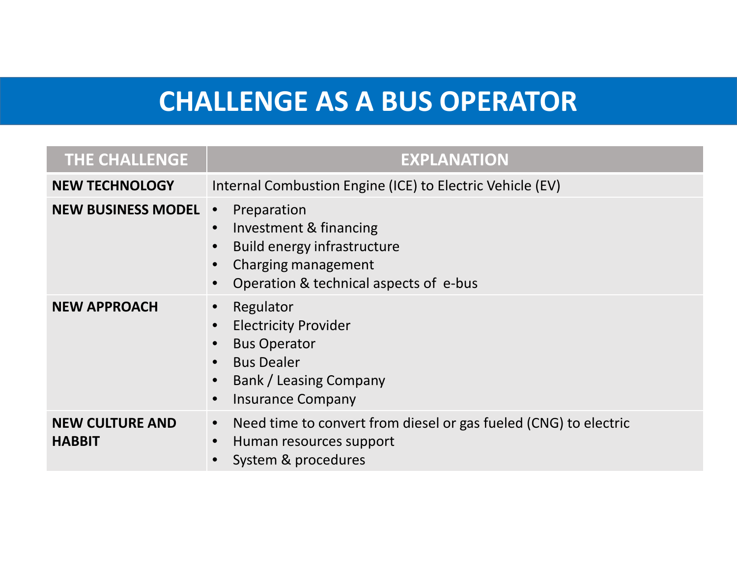# CHALLENGE AS A BUS OPERATOR

| THE CHALLENGE | EXPLANATION |
|---|---|
| **NEW TECHNOLOGY** | Internal Combustion Engine (ICE) to Electric Vehicle (EV) |
| **NEW BUSINESS MODEL** | • Preparation<br>• Investment & financing<br>• Build energy infrastructure<br>• Charging management<br>• Operation & technical aspects of e-bus |
| **NEW APPROACH** | • Regulator<br>• Electricity Provider<br>• Bus Operator<br>• Bus Dealer<br>• Bank / Leasing Company<br>• Insurance Company |
| **NEW CULTURE AND HABBIT** | • Need time to convert from diesel or gas fueled (CNG) to electric<br>• Human resources support<br>• System & procedures |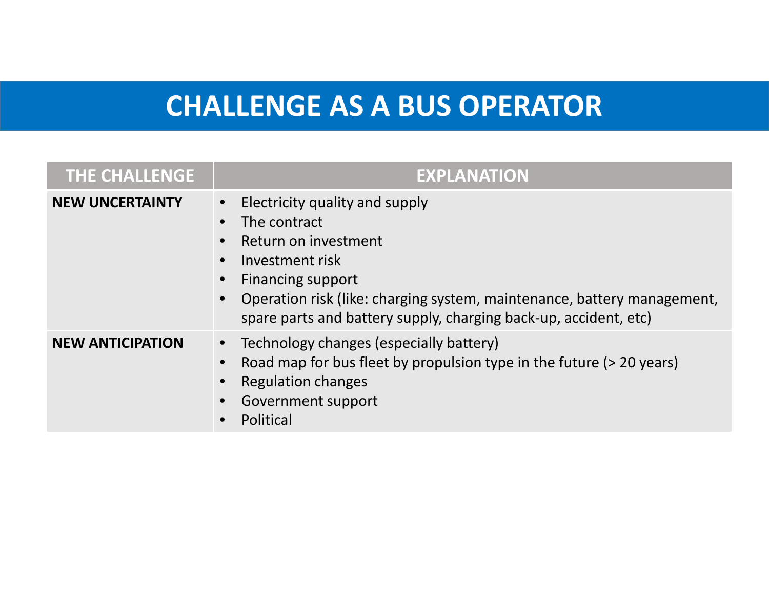# CHALLENGE AS A BUS OPERATOR

| THE CHALLENGE | EXPLANATION |
| --- | --- |
| **NEW UNCERTAINTY** | • Electricity quality and supply<br>• The contract<br>• Return on investment<br>• Investment risk<br>• Financing support<br>• Operation risk (like: charging system, maintenance, battery management, spare parts and battery supply, charging back-up, accident, etc) |
| **NEW ANTICIPATION** | • Technology changes (especially battery)<br>• Road map for bus fleet by propulsion type in the future (> 20 years)<br>• Regulation changes<br>• Government support<br>• Political |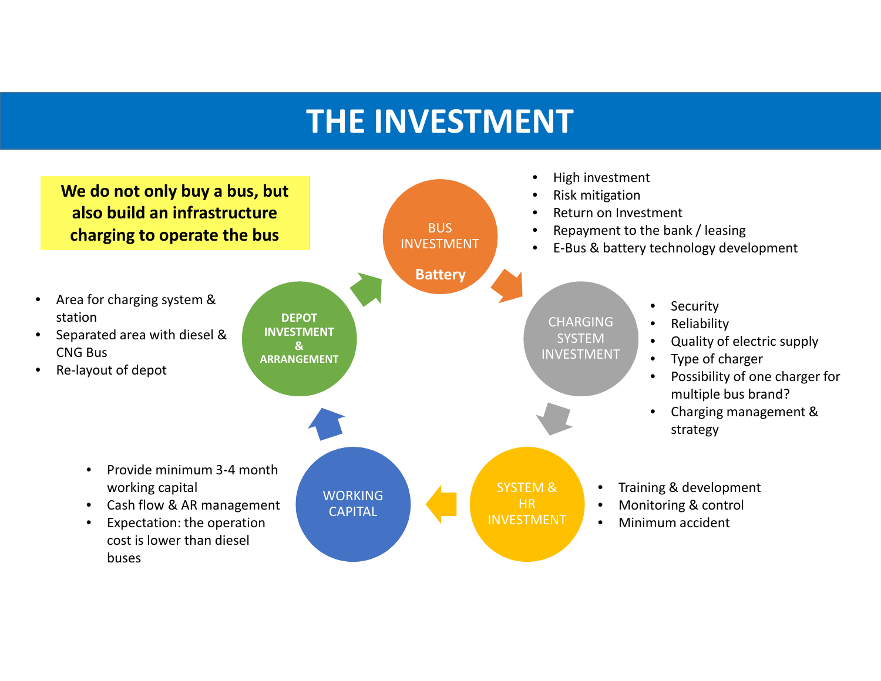# THE INVESTMENT

**We do not only buy a bus, but also build an infrastructure charging to operate the bus**

## BUS INVESTMENT

**Battery**

- High investment
- Risk mitigation
- Return on Investment
- Repayment to the bank / leasing
- E-Bus & battery technology development

## CHARGING SYSTEM INVESTMENT

- Security
- Reliability
- Quality of electric supply
- Type of charger
- Possibility of one charger for multiple bus brand?
- Charging management & strategy

## SYSTEM & HR INVESTMENT

- Training & development
- Monitoring & control
- Minimum accident

## WORKING CAPITAL

- Provide minimum 3-4 month working capital
- Cash flow & AR management
- Expectation: the operation cost is lower than diesel buses

## DEPOT INVESTMENT & ARRANGEMENT

- Area for charging system & station
- Separated area with diesel & CNG Bus
- Re-layout of depot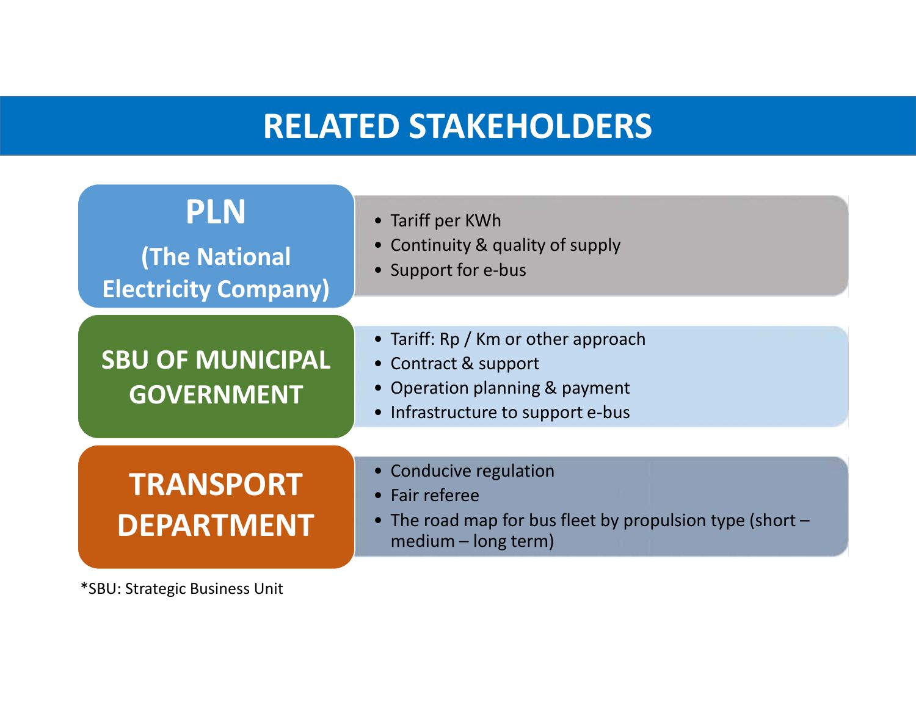# RELATED STAKEHOLDERS

## PLN (The National Electricity Company)

- Tariff per KWh
- Continuity & quality of supply
- Support for e-bus

## SBU OF MUNICIPAL GOVERNMENT

- Tariff: Rp / Km or other approach
- Contract & support
- Operation planning & payment
- Infrastructure to support e-bus

## TRANSPORT DEPARTMENT

- Conducive regulation
- Fair referee
- The road map for bus fleet by propulsion type (short – medium – long term)

*SBU: Strategic Business Unit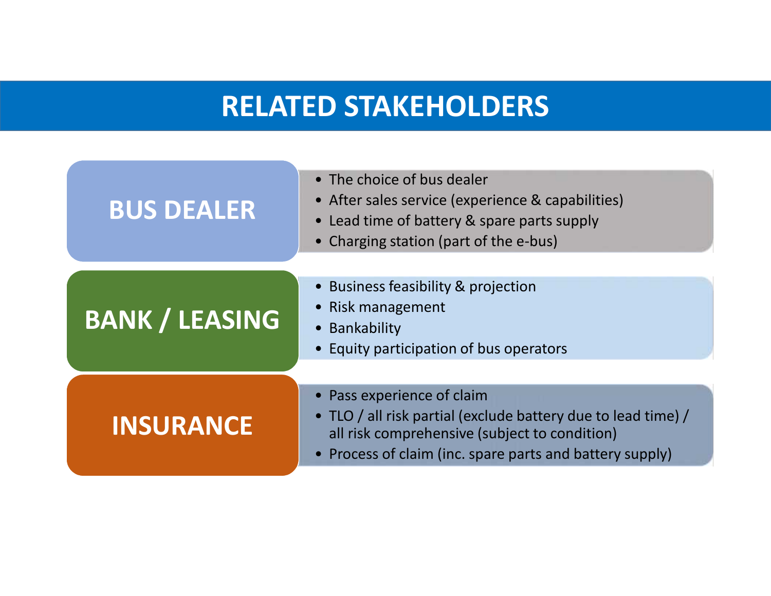# RELATED STAKEHOLDERS

## BUS DEALER

- The choice of bus dealer
- After sales service (experience & capabilities)
- Lead time of battery & spare parts supply
- Charging station (part of the e-bus)

## BANK / LEASING

- Business feasibility & projection
- Risk management
- Bankability
- Equity participation of bus operators

## INSURANCE

- Pass experience of claim
- TLO / all risk partial (exclude battery due to lead time) / all risk comprehensive (subject to condition)
- Process of claim (inc. spare parts and battery supply)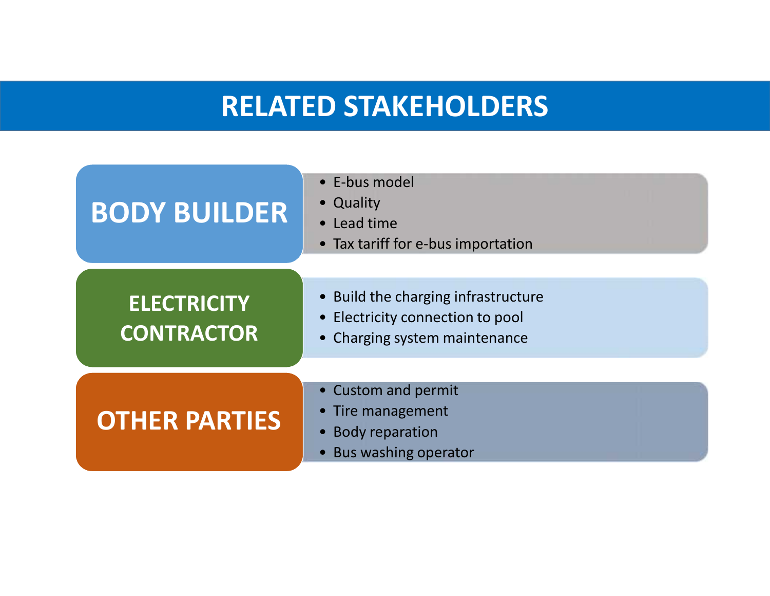# RELATED STAKEHOLDERS

## BODY BUILDER

- E-bus model
- Quality
- Lead time
- Tax tariff for e-bus importation

## ELECTRICITY CONTRACTOR

- Build the charging infrastructure
- Electricity connection to pool
- Charging system maintenance

## OTHER PARTIES

- Custom and permit
- Tire management
- Body reparation
- Bus washing operator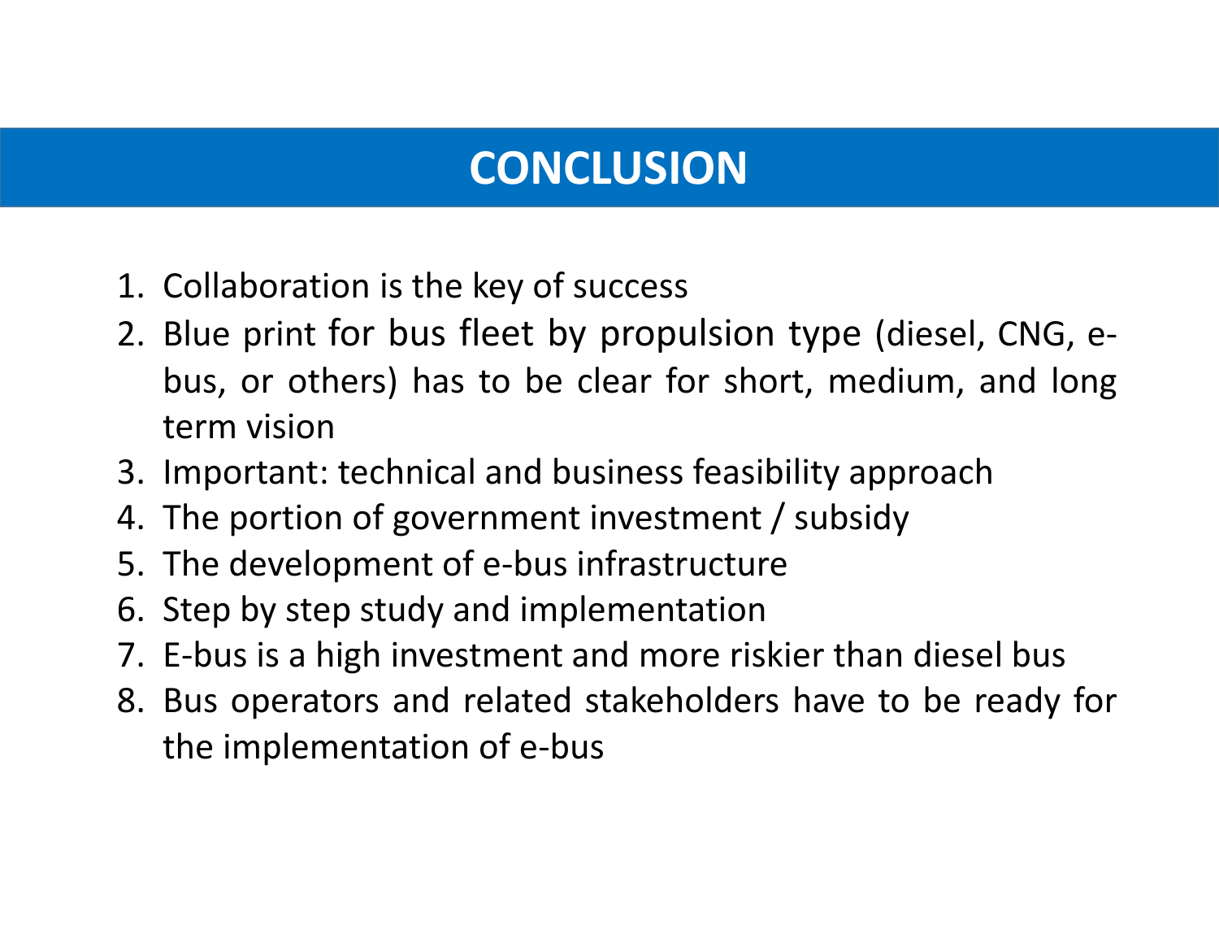# CONCLUSION

1. Collaboration is the key of success
2. Blue print for bus fleet by propulsion type (diesel, CNG, e-bus, or others) has to be clear for short, medium, and long term vision
3. Important: technical and business feasibility approach
4. The portion of government investment / subsidy
5. The development of e-bus infrastructure
6. Step by step study and implementation
7. E-bus is a high investment and more riskier than diesel bus
8. Bus operators and related stakeholders have to be ready for the implementation of e-bus